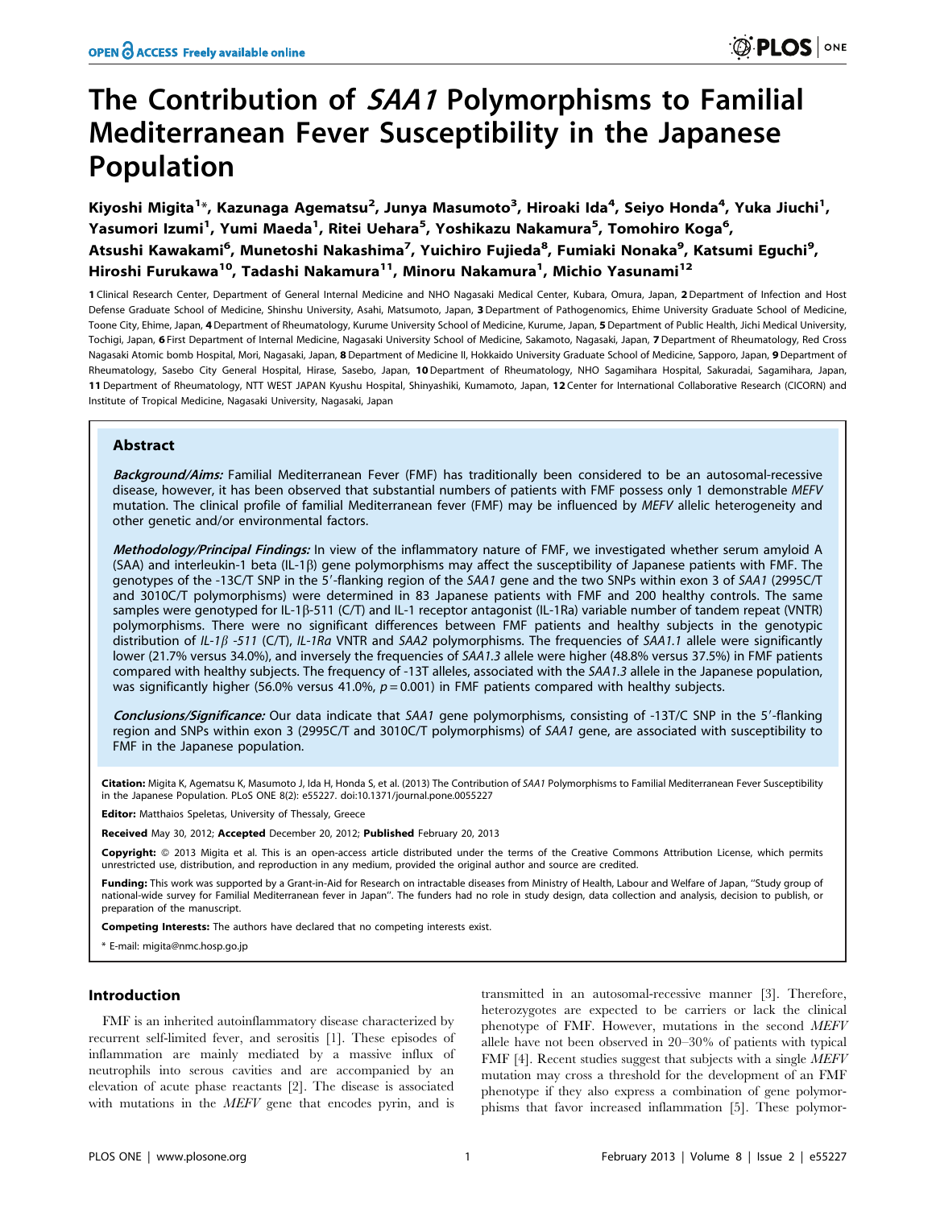# The Contribution of *SAA1* Polymorphisms to Familial Mediterranean Fever Susceptibility in the Japanese Population

**Kiyoshi Migita[1]\*, Kazunaga Agematsu[2], Junya Masumoto[3], Hiroaki Ida[4], Seiyo Honda[4], Yuka Jiuchi[1], Yasumori Izumi[1], Yumi Maeda[1], Ritei Uehara[5], Yoshikazu Nakamura[5], Tomohiro Koga[6], Atsushi Kawakami[6], Munetoshi Nakashima[7], Yuichiro Fujieda[8], Fumiaki Nonaka[9], Katsumi Eguchi[9], Hiroshi Furukawa[10], Tadashi Nakamura[11], Minoru Nakamura[1], Michio Yasunami[12]**

1 Clinical Research Center, Department of General Internal Medicine and NHO Nagasaki Medical Center, Kubara, Omura, Japan, 2 Department of Infection and Host Defense Graduate School of Medicine, Shinshu University, Asahi, Matsumoto, Japan, 3 Department of Pathogenomics, Ehime University Graduate School of Medicine, Toone City, Ehime, Japan, 4 Department of Rheumatology, Kurume University School of Medicine, Kurume, Japan, 5 Department of Public Health, Jichi Medical University, Tochigi, Japan, 6 First Department of Internal Medicine, Nagasaki University School of Medicine, Sakamoto, Nagasaki, Japan, 7 Department of Rheumatology, Red Cross Nagasaki Atomic bomb Hospital, Mori, Nagasaki, Japan, 8 Department of Medicine II, Hokkaido University Graduate School of Medicine, Sapporo, Japan, 9 Department of Rheumatology, Sasebo City General Hospital, Hirase, Sasebo, Japan, 10 Department of Rheumatology, NHO Sagamihara Hospital, Sakuradai, Sagamihara, Japan, 11 Department of Rheumatology, NTT WEST JAPAN Kyushu Hospital, Shinyashiki, Kumamoto, Japan, 12 Center for International Collaborative Research (CICORN) and Institute of Tropical Medicine, Nagasaki University, Nagasaki, Japan

## Abstract

***Background/Aims:*** Familial Mediterranean Fever (FMF) has traditionally been considered to be an autosomal-recessive disease, however, it has been observed that substantial numbers of patients with FMF possess only 1 demonstrable *MEFV* mutation. The clinical profile of familial Mediterranean fever (FMF) may be influenced by *MEFV* allelic heterogeneity and other genetic and/or environmental factors.

***Methodology/Principal Findings:*** In view of the inflammatory nature of FMF, we investigated whether serum amyloid A (SAA) and interleukin-1 beta (IL-1β) gene polymorphisms may affect the susceptibility of Japanese patients with FMF. The genotypes of the -13C/T SNP in the 5′-flanking region of the *SAA1* gene and the two SNPs within exon 3 of *SAA1* (2995C/T and 3010C/T polymorphisms) were determined in 83 Japanese patients with FMF and 200 healthy controls. The same samples were genotyped for IL-1β-511 (C/T) and IL-1 receptor antagonist (IL-1Ra) variable number of tandem repeat (VNTR) polymorphisms. There were no significant differences between FMF patients and healthy subjects in the genotypic distribution of *IL-1β -511* (C/T), *IL-1Ra* VNTR and *SAA2* polymorphisms. The frequencies of *SAA1.1* allele were significantly lower (21.7% versus 34.0%), and inversely the frequencies of *SAA1.3* allele were higher (48.8% versus 37.5%) in FMF patients compared with healthy subjects. The frequency of -13T alleles, associated with the *SAA1.3* allele in the Japanese population, was significantly higher (56.0% versus 41.0%, $p = 0.001$) in FMF patients compared with healthy subjects.

***Conclusions/Significance:*** Our data indicate that *SAA1* gene polymorphisms, consisting of -13T/C SNP in the 5′-flanking region and SNPs within exon 3 (2995C/T and 3010C/T polymorphisms) of *SAA1* gene, are associated with susceptibility to FMF in the Japanese population.

**Citation:** Migita K, Agematsu K, Masumoto J, Ida H, Honda S, et al. (2013) The Contribution of *SAA1* Polymorphisms to Familial Mediterranean Fever Susceptibility in the Japanese Population. PLoS ONE 8(2): e55227. doi:10.1371/journal.pone.0055227

**Editor:** Matthaios Speletas, University of Thessaly, Greece

**Received** May 30, 2012; **Accepted** December 20, 2012; **Published** February 20, 2013

**Copyright:** © 2013 Migita et al. This is an open-access article distributed under the terms of the Creative Commons Attribution License, which permits unrestricted use, distribution, and reproduction in any medium, provided the original author and source are credited.

**Funding:** This work was supported by a Grant-in-Aid for Research on intractable diseases from Ministry of Health, Labour and Welfare of Japan, "Study group of national-wide survey for Familial Mediterranean fever in Japan". The funders had no role in study design, data collection and analysis, decision to publish, or preparation of the manuscript.

**Competing Interests:** The authors have declared that no competing interests exist.

\* E-mail: migita@nmc.hosp.go.jp

## Introduction

FMF is an inherited autoinflammatory disease characterized by recurrent self-limited fever, and serositis [1]. These episodes of inflammation are mainly mediated by a massive influx of neutrophils into serous cavities and are accompanied by an elevation of acute phase reactants [2]. The disease is associated with mutations in the *MEFV* gene that encodes pyrin, and is transmitted in an autosomal-recessive manner [3]. Therefore, heterozygotes are expected to be carriers or lack the clinical phenotype of FMF. However, mutations in the second *MEFV* allele have not been observed in 20–30% of patients with typical FMF [4]. Recent studies suggest that subjects with a single *MEFV* mutation may cross a threshold for the development of an FMF phenotype if they also express a combination of gene polymorphisms that favor increased inflammation [5]. These polymor-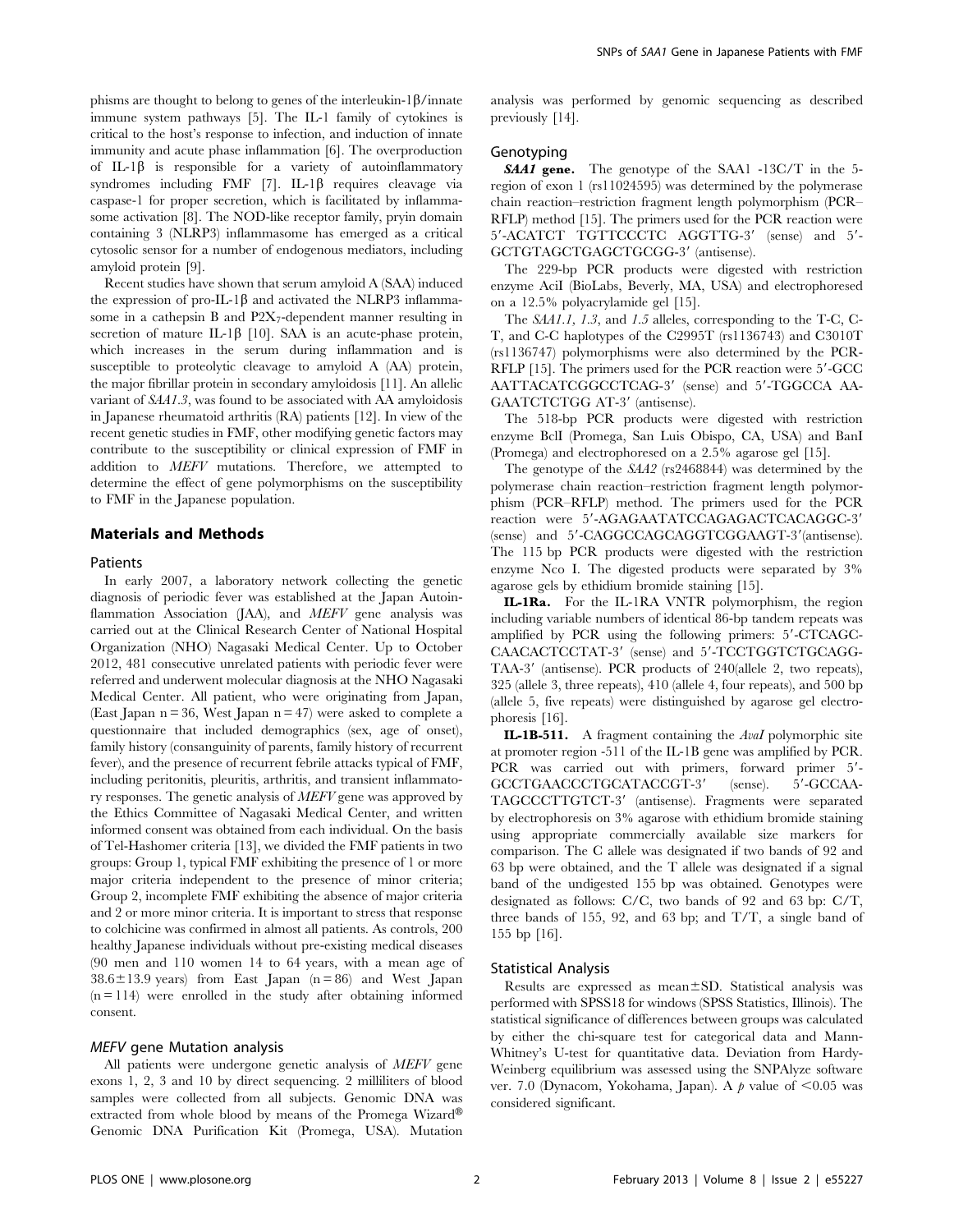phisms are thought to belong to genes of the interleukin-1β/innate immune system pathways [5]. The IL-1 family of cytokines is critical to the host's response to infection, and induction of innate immunity and acute phase inflammation [6]. The overproduction of IL-1β is responsible for a variety of autoinflammatory syndromes including FMF [7]. IL-1β requires cleavage via caspase-1 for proper secretion, which is facilitated by inflammasome activation [8]. The NOD-like receptor family, pryin domain containing 3 (NLRP3) inflammasome has emerged as a critical cytosolic sensor for a number of endogenous mediators, including amyloid protein [9].

Recent studies have shown that serum amyloid A (SAA) induced the expression of pro-IL-1β and activated the NLRP3 inflammasome in a cathepsin B and $P2X_7$-dependent manner resulting in secretion of mature IL-1β [10]. SAA is an acute-phase protein, which increases in the serum during inflammation and is susceptible to proteolytic cleavage to amyloid A (AA) protein, the major fibrillar protein in secondary amyloidosis [11]. An allelic variant of *SAA1.3*, was found to be associated with AA amyloidosis in Japanese rheumatoid arthritis (RA) patients [12]. In view of the recent genetic studies in FMF, other modifying genetic factors may contribute to the susceptibility or clinical expression of FMF in addition to *MEFV* mutations. Therefore, we attempted to determine the effect of gene polymorphisms on the susceptibility to FMF in the Japanese population.

## Materials and Methods

### Patients

In early 2007, a laboratory network collecting the genetic diagnosis of periodic fever was established at the Japan Autoinflammation Association (JAA), and *MEFV* gene analysis was carried out at the Clinical Research Center of National Hospital Organization (NHO) Nagasaki Medical Center. Up to October 2012, 481 consecutive unrelated patients with periodic fever were referred and underwent molecular diagnosis at the NHO Nagasaki Medical Center. All patient, who were originating from Japan, (East Japan n = 36, West Japan n = 47) were asked to complete a questionnaire that included demographics (sex, age of onset), family history (consanguinity of parents, family history of recurrent fever), and the presence of recurrent febrile attacks typical of FMF, including peritonitis, pleuritis, arthritis, and transient inflammatory responses. The genetic analysis of *MEFV* gene was approved by the Ethics Committee of Nagasaki Medical Center, and written informed consent was obtained from each individual. On the basis of Tel-Hashomer criteria [13], we divided the FMF patients in two groups: Group 1, typical FMF exhibiting the presence of 1 or more major criteria independent to the presence of minor criteria; Group 2, incomplete FMF exhibiting the absence of major criteria and 2 or more minor criteria. It is important to stress that response to colchicine was confirmed in almost all patients. As controls, 200 healthy Japanese individuals without pre-existing medical diseases (90 men and 110 women 14 to 64 years, with a mean age of 38.6±13.9 years) from East Japan (n = 86) and West Japan (n = 114) were enrolled in the study after obtaining informed consent.

### *MEFV* gene Mutation analysis

All patients were undergone genetic analysis of *MEFV* gene exons 1, 2, 3 and 10 by direct sequencing. 2 milliliters of blood samples were collected from all subjects. Genomic DNA was extracted from whole blood by means of the Promega Wizard® Genomic DNA Purification Kit (Promega, USA). Mutation analysis was performed by genomic sequencing as described previously [14].

### Genotyping

***SAA1* gene.** The genotype of the SAA1 -13C/T in the 5-region of exon 1 (rs11024595) was determined by the polymerase chain reaction–restriction fragment length polymorphism (PCR–RFLP) method [15]. The primers used for the PCR reaction were 5′-ACATCT TGTTCCCTC AGGTTG-3′ (sense) and 5′-GCTGTAGCTGAGCTGCGG-3′ (antisense).

The 229-bp PCR products were digested with restriction enzyme AciI (BioLabs, Beverly, MA, USA) and electrophoresed on a 12.5% polyacrylamide gel [15].

The *SAA1.1*, *1.3*, and *1.5* alleles, corresponding to the T-C, C-T, and C-C haplotypes of the C2995T (rs1136743) and C3010T (rs1136747) polymorphisms were also determined by the PCR-RFLP [15]. The primers used for the PCR reaction were 5′-GCC AATTACATCGGCCTCAG-3′ (sense) and 5′-TGGCCA AA-GAATCTCTGG AT-3′ (antisense).

The 518-bp PCR products were digested with restriction enzyme BclI (Promega, San Luis Obispo, CA, USA) and BanI (Promega) and electrophoresed on a 2.5% agarose gel [15].

The genotype of the *SAA2* (rs2468844) was determined by the polymerase chain reaction–restriction fragment length polymorphism (PCR–RFLP) method. The primers used for the PCR reaction were 5′-AGAGAATATCCAGAGACTCACAGGC-3′ (sense) and 5′-CAGGCCAGCAGGTCGGAAGT-3′(antisense). The 115 bp PCR products were digested with the restriction enzyme Nco I. The digested products were separated by 3% agarose gels by ethidium bromide staining [15].

**IL-1Ra.** For the IL-1RA VNTR polymorphism, the region including variable numbers of identical 86-bp tandem repeats was amplified by PCR using the following primers: 5′-CTCAGC-CAACACTCCTAT-3′ (sense) and 5′-TCCTGGTCTGCAGG-TAA-3′ (antisense). PCR products of 240(allele 2, two repeats), 325 (allele 3, three repeats), 410 (allele 4, four repeats), and 500 bp (allele 5, five repeats) were distinguished by agarose gel electrophoresis [16].

**IL-1B-511.** A fragment containing the *AvaI* polymorphic site at promoter region -511 of the IL-1B gene was amplified by PCR. PCR was carried out with primers, forward primer 5′-GCCTGAACCCTGCATACCGT-3′ (sense). 5′-GCCAA-TAGCCCTTGTCT-3′ (antisense). Fragments were separated by electrophoresis on 3% agarose with ethidium bromide staining using appropriate commercially available size markers for comparison. The C allele was designated if two bands of 92 and 63 bp were obtained, and the T allele was designated if a signal band of the undigested 155 bp was obtained. Genotypes were designated as follows: C/C, two bands of 92 and 63 bp: C/T, three bands of 155, 92, and 63 bp; and T/T, a single band of 155 bp [16].

### Statistical Analysis

Results are expressed as mean±SD. Statistical analysis was performed with SPSS18 for windows (SPSS Statistics, Illinois). The statistical significance of differences between groups was calculated by either the chi-square test for categorical data and Mann-Whitney's U-test for quantitative data. Deviation from Hardy-Weinberg equilibrium was assessed using the SNPAlyze software ver. 7.0 (Dynacom, Yokohama, Japan). A $p$ value of $<0.05$ was considered significant.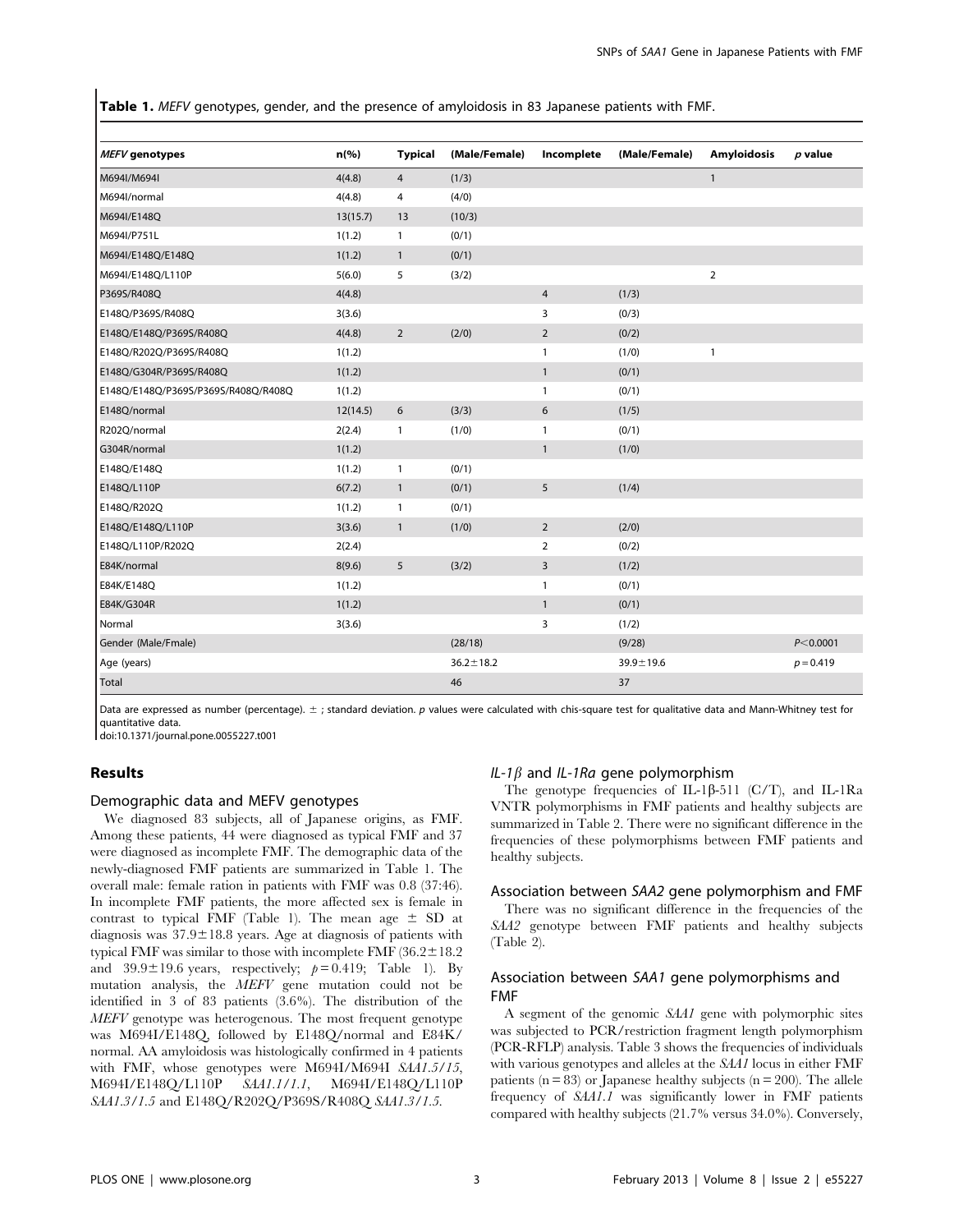**Table 1.** *MEFV* genotypes, gender, and the presence of amyloidosis in 83 Japanese patients with FMF.

| *MEFV* genotypes | n(%) | Typical | (Male/Female) | Incomplete | (Male/Female) | Amyloidosis | *p* value |
|---|---|---|---|---|---|---|---|
| M694I/M694I | 4(4.8) | 4 | (1/3) | | | 1 | |
| M694I/normal | 4(4.8) | 4 | (4/0) | | | | |
| M694I/E148Q | 13(15.7) | 13 | (10/3) | | | | |
| M694I/P751L | 1(1.2) | 1 | (0/1) | | | | |
| M694I/E148Q/E148Q | 1(1.2) | 1 | (0/1) | | | | |
| M694I/E148Q/L110P | 5(6.0) | 5 | (3/2) | | | 2 | |
| P369S/R408Q | 4(4.8) | | | 4 | (1/3) | | |
| E148Q/P369S/R408Q | 3(3.6) | | | 3 | (0/3) | | |
| E148Q/E148Q/P369S/R408Q | 4(4.8) | 2 | (2/0) | 2 | (0/2) | | |
| E148Q/R202Q/P369S/R408Q | 1(1.2) | | | 1 | (1/0) | 1 | |
| E148Q/G304R/P369S/R408Q | 1(1.2) | | | 1 | (0/1) | | |
| E148Q/E148Q/P369S/P369S/R408Q/R408Q | 1(1.2) | | | 1 | (0/1) | | |
| E148Q/normal | 12(14.5) | 6 | (3/3) | 6 | (1/5) | | |
| R202Q/normal | 2(2.4) | 1 | (1/0) | 1 | (0/1) | | |
| G304R/normal | 1(1.2) | | | 1 | (1/0) | | |
| E148Q/E148Q | 1(1.2) | 1 | (0/1) | | | | |
| E148Q/L110P | 6(7.2) | 1 | (0/1) | 5 | (1/4) | | |
| E148Q/R202Q | 1(1.2) | 1 | (0/1) | | | | |
| E148Q/E148Q/L110P | 3(3.6) | 1 | (1/0) | 2 | (2/0) | | |
| E148Q/L110P/R202Q | 2(2.4) | | | 2 | (0/2) | | |
| E84K/normal | 8(9.6) | 5 | (3/2) | 3 | (1/2) | | |
| E84K/E148Q | 1(1.2) | | | 1 | (0/1) | | |
| E84K/G304R | 1(1.2) | | | 1 | (0/1) | | |
| Normal | 3(3.6) | | | 3 | (1/2) | | |
| Gender (Male/Fmale) | | | (28/18) | | (9/28) | | $P<0.0001$ |
| Age (years) | | | $36.2\pm18.2$ | | $39.9\pm19.6$ | | $p=0.419$ |
| Total | | | 46 | | 37 | | |

Data are expressed as number (percentage). ± ; standard deviation. *p* values were calculated with chis-square test for qualitative data and Mann-Whitney test for quantitative data.
doi:10.1371/journal.pone.0055227.t001

## Results

### Demographic data and MEFV genotypes

We diagnosed 83 subjects, all of Japanese origins, as FMF. Among these patients, 44 were diagnosed as typical FMF and 37 were diagnosed as incomplete FMF. The demographic data of the newly-diagnosed FMF patients are summarized in Table 1. The overall male: female ration in patients with FMF was 0.8 (37:46). In incomplete FMF patients, the more affected sex is female in contrast to typical FMF (Table 1). The mean age ± SD at diagnosis was 37.9±18.8 years. Age at diagnosis of patients with typical FMF was similar to those with incomplete FMF (36.2±18.2 and 39.9±19.6 years, respectively; $p=0.419$; Table 1). By mutation analysis, the *MEFV* gene mutation could not be identified in 3 of 83 patients (3.6%). The distribution of the *MEFV* genotype was heterogenous. The most frequent genotype was M694I/E148Q, followed by E148Q/normal and E84K/normal. AA amyloidosis was histologically confirmed in 4 patients with FMF, whose genotypes were M694I/M694I *SAA1.5/15*, M694I/E148Q/L110P *SAA1.1/1.1*, M694I/E148Q/L110P *SAA1.3/1.5* and E148Q/R202Q/P369S/R408Q *SAA1.3/1.5*.

### *IL-1β* and *IL-1Ra* gene polymorphism

The genotype frequencies of IL-1β-511 (C/T), and IL-1Ra VNTR polymorphisms in FMF patients and healthy subjects are summarized in Table 2. There were no significant difference in the frequencies of these polymorphisms between FMF patients and healthy subjects.

### Association between *SAA2* gene polymorphism and FMF

There was no significant difference in the frequencies of the *SAA2* genotype between FMF patients and healthy subjects (Table 2).

### Association between *SAA1* gene polymorphisms and FMF

A segment of the genomic *SAA1* gene with polymorphic sites was subjected to PCR/restriction fragment length polymorphism (PCR-RFLP) analysis. Table 3 shows the frequencies of individuals with various genotypes and alleles at the *SAA1* locus in either FMF patients ($n=83$) or Japanese healthy subjects ($n=200$). The allele frequency of *SAA1.1* was significantly lower in FMF patients compared with healthy subjects (21.7% versus 34.0%). Conversely,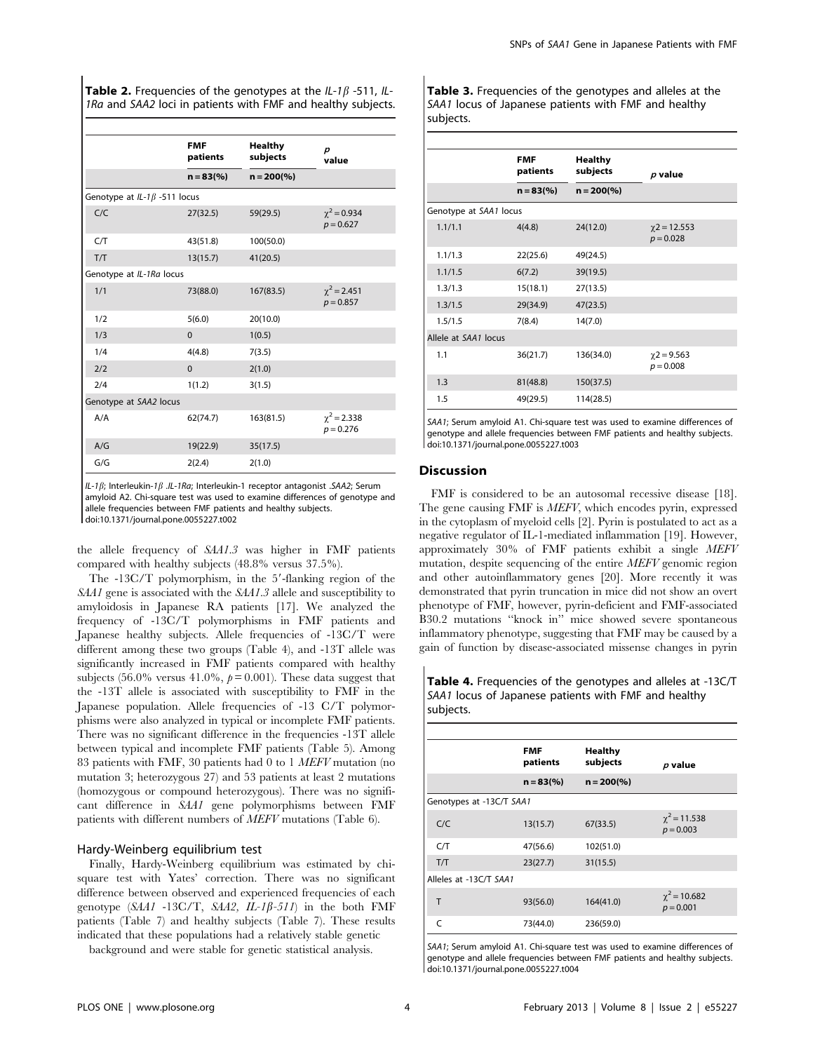**Table 2.** Frequencies of the genotypes at the *IL-1β* -511, *IL-1Ra* and *SAA2* loci in patients with FMF and healthy subjects.

| | FMF patients | Healthy subjects | p value |
|---|---|---|---|
| | n = 83(%) | n = 200(%) | |
| Genotype at *IL-1β* -511 locus | | | |
| C/C | 27(32.5) | 59(29.5) | $\chi^2 = 0.934$ $p = 0.627$ |
| C/T | 43(51.8) | 100(50.0) | |
| T/T | 13(15.7) | 41(20.5) | |
| Genotype at *IL-1Ra* locus | | | |
| 1/1 | 73(88.0) | 167(83.5) | $\chi^2 = 2.451$ $p = 0.857$ |
| 1/2 | 5(6.0) | 20(10.0) | |
| 1/3 | 0 | 1(0.5) | |
| 1/4 | 4(4.8) | 7(3.5) | |
| 2/2 | 0 | 2(1.0) | |
| 2/4 | 1(1.2) | 3(1.5) | |
| Genotype at *SAA2* locus | | | |
| A/A | 62(74.7) | 163(81.5) | $\chi^2 = 2.338$ $p = 0.276$ |
| A/G | 19(22.9) | 35(17.5) | |
| G/G | 2(2.4) | 2(1.0) | |

*IL-1β*; Interleukin-1*β* .*IL-1Ra*; Interleukin-1 receptor antagonist .*SAA2*; Serum amyloid A2. Chi-square test was used to examine differences of genotype and allele frequencies between FMF patients and healthy subjects.
doi:10.1371/journal.pone.0055227.t002

the allele frequency of *SAA1.3* was higher in FMF patients compared with healthy subjects (48.8% versus 37.5%).

The -13C/T polymorphism, in the 5′-flanking region of the *SAA1* gene is associated with the *SAA1.3* allele and susceptibility to amyloidosis in Japanese RA patients [17]. We analyzed the frequency of -13C/T polymorphisms in FMF patients and Japanese healthy subjects. Allele frequencies of -13C/T were different among these two groups (Table 4), and -13T allele was significantly increased in FMF patients compared with healthy subjects (56.0% versus 41.0%, $p = 0.001$). These data suggest that the -13T allele is associated with susceptibility to FMF in the Japanese population. Allele frequencies of -13 C/T polymorphisms were also analyzed in typical or incomplete FMF patients. There was no significant difference in the frequencies -13T allele between typical and incomplete FMF patients (Table 5). Among 83 patients with FMF, 30 patients had 0 to 1 *MEFV* mutation (no mutation 3; heterozygous 27) and 53 patients at least 2 mutations (homozygous or compound heterozygous). There was no significant difference in *SAA1* gene polymorphisms between FMF patients with different numbers of *MEFV* mutations (Table 6).

### Hardy-Weinberg equilibrium test

Finally, Hardy-Weinberg equilibrium was estimated by chi-square test with Yates' correction. There was no significant difference between observed and experienced frequencies of each genotype (*SAA1* -13C/T, *SAA2, IL-1β-511*) in the both FMF patients (Table 7) and healthy subjects (Table 7). These results indicated that these populations had a relatively stable genetic background and were stable for genetic statistical analysis.

**Table 3.** Frequencies of the genotypes and alleles at the *SAA1* locus of Japanese patients with FMF and healthy subjects.

| | FMF patients | Healthy subjects | p value |
|---|---|---|---|
| | n = 83(%) | n = 200(%) | |
| Genotype at *SAA1* locus | | | |
| 1.1/1.1 | 4(4.8) | 24(12.0) | $\chi2 = 12.553$ $p = 0.028$ |
| 1.1/1.3 | 22(25.6) | 49(24.5) | |
| 1.1/1.5 | 6(7.2) | 39(19.5) | |
| 1.3/1.3 | 15(18.1) | 27(13.5) | |
| 1.3/1.5 | 29(34.9) | 47(23.5) | |
| 1.5/1.5 | 7(8.4) | 14(7.0) | |
| Allele at *SAA1* locus | | | |
| 1.1 | 36(21.7) | 136(34.0) | $\chi2 = 9.563$ $p = 0.008$ |
| 1.3 | 81(48.8) | 150(37.5) | |
| 1.5 | 49(29.5) | 114(28.5) | |

*SAA1*; Serum amyloid A1. Chi-square test was used to examine differences of genotype and allele frequencies between FMF patients and healthy subjects.
doi:10.1371/journal.pone.0055227.t003

## Discussion

FMF is considered to be an autosomal recessive disease [18]. The gene causing FMF is *MEFV*, which encodes pyrin, expressed in the cytoplasm of myeloid cells [2]. Pyrin is postulated to act as a negative regulator of IL-1-mediated inflammation [19]. However, approximately 30% of FMF patients exhibit a single *MEFV* mutation, despite sequencing of the entire *MEFV* genomic region and other autoinflammatory genes [20]. More recently it was demonstrated that pyrin truncation in mice did not show an overt phenotype of FMF, however, pyrin-deficient and FMF-associated B30.2 mutations "knock in" mice showed severe spontaneous inflammatory phenotype, suggesting that FMF may be caused by a gain of function by disease-associated missense changes in pyrin

**Table 4.** Frequencies of the genotypes and alleles at -13C/T *SAA1* locus of Japanese patients with FMF and healthy subjects.

| | FMF patients | Healthy subjects | p value |
|---|---|---|---|
| | n = 83(%) | n = 200(%) | |
| Genotypes at -13C/T *SAA1* | | | |
| C/C | 13(15.7) | 67(33.5) | $\chi^2 = 11.538$ $p = 0.003$ |
| C/T | 47(56.6) | 102(51.0) | |
| T/T | 23(27.7) | 31(15.5) | |
| Alleles at -13C/T *SAA1* | | | |
| T | 93(56.0) | 164(41.0) | $\chi^2 = 10.682$ $p = 0.001$ |
| C | 73(44.0) | 236(59.0) | |

*SAA1*; Serum amyloid A1. Chi-square test was used to examine differences of genotype and allele frequencies between FMF patients and healthy subjects.
doi:10.1371/journal.pone.0055227.t004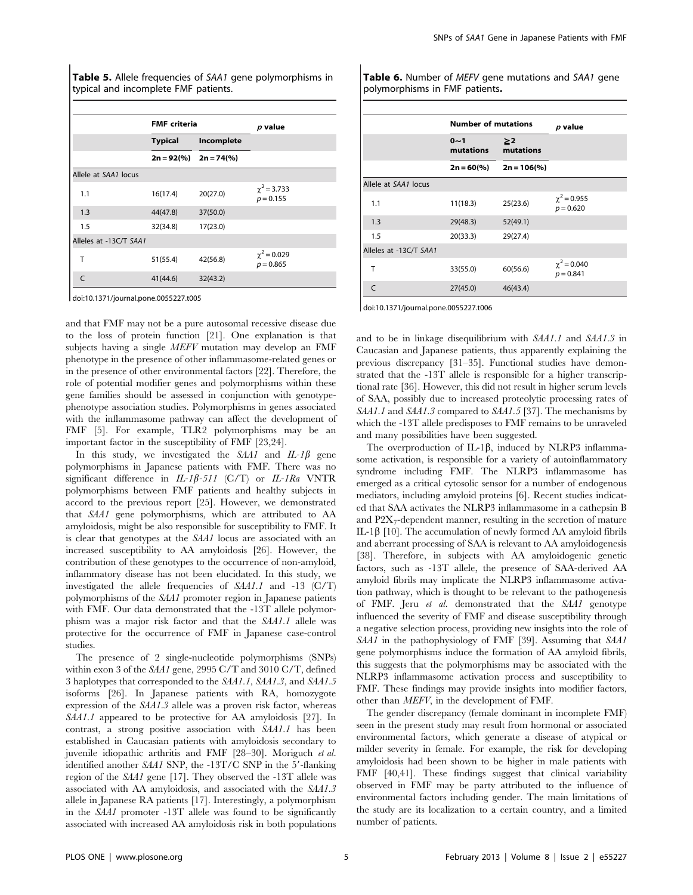**Table 5.** Allele frequencies of *SAA1* gene polymorphisms in typical and incomplete FMF patients.

| | FMF criteria | | *p* value |
|---|---|---|---|
| | Typical | Incomplete | |
| | 2n = 92(%) | 2n = 74(%) | |
| Allele at *SAA1* locus | | | |
| 1.1 | 16(17.4) | 20(27.0) | $\chi^2 = 3.733$ $p = 0.155$ |
| 1.3 | 44(47.8) | 37(50.0) | |
| 1.5 | 32(34.8) | 17(23.0) | |
| Alleles at -13C/T *SAA1* | | | |
| T | 51(55.4) | 42(56.8) | $\chi^2 = 0.029$ $p = 0.865$ |
| C | 41(44.6) | 32(43.2) | |

doi:10.1371/journal.pone.0055227.t005

**Table 6.** Number of *MEFV* gene mutations and *SAA1* gene polymorphisms in FMF patients.

| | Number of mutations | | *p* value |
|---|---|---|---|
| | 0~1 mutations | ≥2 mutations | |
| | 2n = 60(%) | 2n = 106(%) | |
| Allele at *SAA1* locus | | | |
| 1.1 | 11(18.3) | 25(23.6) | $\chi^2 = 0.955$ $p = 0.620$ |
| 1.3 | 29(48.3) | 52(49.1) | |
| 1.5 | 20(33.3) | 29(27.4) | |
| Alleles at -13C/T *SAA1* | | | |
| T | 33(55.0) | 60(56.6) | $\chi^2 = 0.040$ $p = 0.841$ |
| C | 27(45.0) | 46(43.4) | |

doi:10.1371/journal.pone.0055227.t006

and that FMF may not be a pure autosomal recessive disease due to the loss of protein function [21]. One explanation is that subjects having a single *MEFV* mutation may develop an FMF phenotype in the presence of other inflammasome-related genes or in the presence of other environmental factors [22]. Therefore, the role of potential modifier genes and polymorphisms within these gene families should be assessed in conjunction with genotype-phenotype association studies. Polymorphisms in genes associated with the inflammasome pathway can affect the development of FMF [5]. For example, TLR2 polymorphisms may be an important factor in the susceptibility of FMF [23,24].

In this study, we investigated the *SAA1* and *IL-1β* gene polymorphisms in Japanese patients with FMF. There was no significant difference in *IL-1β-511* (C/T) or *IL-1Ra* VNTR polymorphisms between FMF patients and healthy subjects in accord to the previous report [25]. However, we demonstrated that *SAA1* gene polymorphisms, which are attributed to AA amyloidosis, might be also responsible for susceptibility to FMF. It is clear that genotypes at the *SAA1* locus are associated with an increased susceptibility to AA amyloidosis [26]. However, the contribution of these genotypes to the occurrence of non-amyloid, inflammatory disease has not been elucidated. In this study, we investigated the allele frequencies of *SAA1.1* and -13 (C/T) polymorphisms of the *SAA1* promoter region in Japanese patients with FMF. Our data demonstrated that the -13T allele polymorphism was a major risk factor and that the *SAA1.1* allele was protective for the occurrence of FMF in Japanese case-control studies.

The presence of 2 single-nucleotide polymorphisms (SNPs) within exon 3 of the *SAA1* gene, 2995 C/T and 3010 C/T, defined 3 haplotypes that corresponded to the *SAA1.1*, *SAA1.3*, and *SAA1.5* isoforms [26]. In Japanese patients with RA, homozygote expression of the *SAA1.3* allele was a proven risk factor, whereas *SAA1.1* appeared to be protective for AA amyloidosis [27]. In contrast, a strong positive association with *SAA1.1* has been established in Caucasian patients with amyloidosis secondary to juvenile idiopathic arthritis and FMF [28–30]. Moriguch *et al.* identified another *SAA1* SNP, the -13T/C SNP in the 5′-flanking region of the *SAA1* gene [17]. They observed the -13T allele was associated with AA amyloidosis, and associated with the *SAA1.3* allele in Japanese RA patients [17]. Interestingly, a polymorphism in the *SAA1* promoter -13T allele was found to be significantly associated with increased AA amyloidosis risk in both populations and to be in linkage disequilibrium with *SAA1.1* and *SAA1.3* in Caucasian and Japanese patients, thus apparently explaining the previous discrepancy [31–35]. Functional studies have demonstrated that the -13T allele is responsible for a higher transcriptional rate [36]. However, this did not result in higher serum levels of SAA, possibly due to increased proteolytic processing rates of *SAA1.1* and *SAA1.3* compared to *SAA1.5* [37]. The mechanisms by which the -13T allele predisposes to FMF remains to be unraveled and many possibilities have been suggested.

The overproduction of IL-1β, induced by NLRP3 inflammasome activation, is responsible for a variety of autoinflammatory syndrome including FMF. The NLRP3 inflammasome has emerged as a critical cytosolic sensor for a number of endogenous mediators, including amyloid proteins [6]. Recent studies indicated that SAA activates the NLRP3 inflammasome in a cathepsin B and $P2X_7$-dependent manner, resulting in the secretion of mature IL-1β [10]. The accumulation of newly formed AA amyloid fibrils and aberrant processing of SAA is relevant to AA amyloidogenesis [38]. Therefore, in subjects with AA amyloidogenic genetic factors, such as -13T allele, the presence of SAA-derived AA amyloid fibrils may implicate the NLRP3 inflammasome activation pathway, which is thought to be relevant to the pathogenesis of FMF. Jeru *et al.* demonstrated that the *SAA1* genotype influenced the severity of FMF and disease susceptibility through a negative selection process, providing new insights into the role of *SAA1* in the pathophysiology of FMF [39]. Assuming that *SAA1* gene polymorphisms induce the formation of AA amyloid fibrils, this suggests that the polymorphisms may be associated with the NLRP3 inflammasome activation process and susceptibility to FMF. These findings may provide insights into modifier factors, other than *MEFV*, in the development of FMF.

The gender discrepancy (female dominant in incomplete FMF) seen in the present study may result from hormonal or associated environmental factors, which generate a disease of atypical or milder severity in female. For example, the risk for developing amyloidosis had been shown to be higher in male patients with FMF [40,41]. These findings suggest that clinical variability observed in FMF may be party attributed to the influence of environmental factors including gender. The main limitations of the study are its localization to a certain country, and a limited number of patients.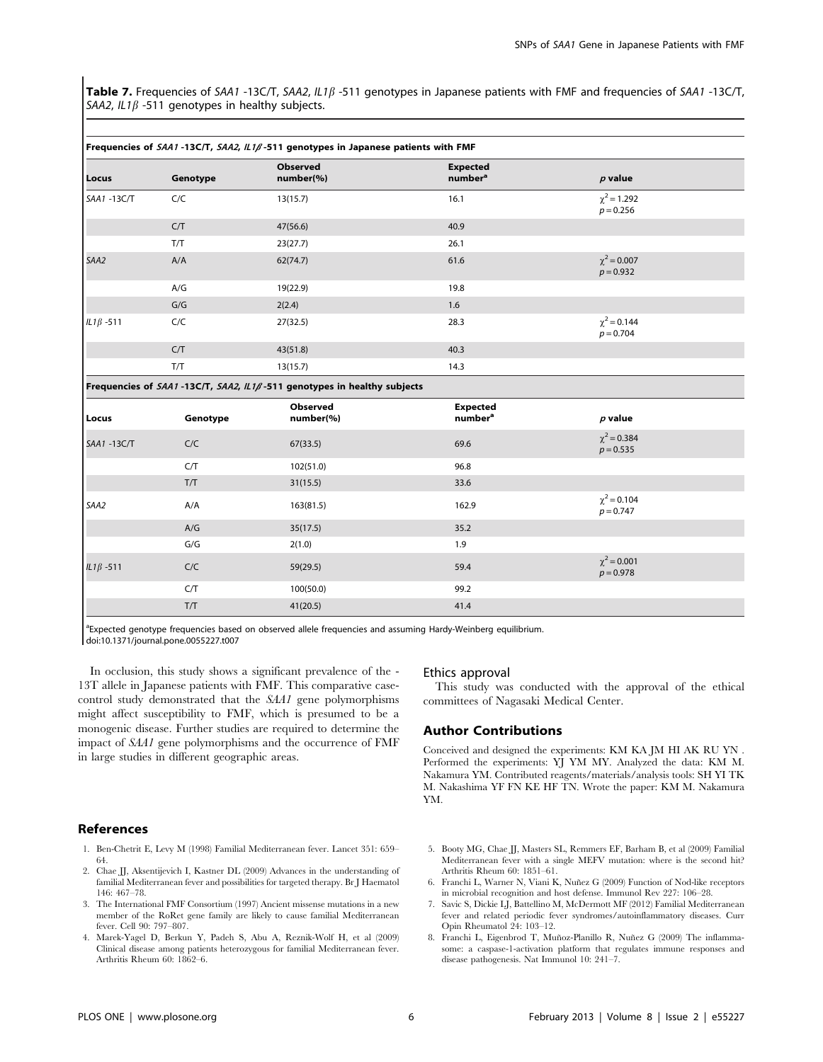**Table 7.** Frequencies of *SAA1* -13C/T, *SAA2*, *IL1β* -511 genotypes in Japanese patients with FMF and frequencies of *SAA1* -13C/T, *SAA2*, *IL1β* -511 genotypes in healthy subjects.

| Frequencies of *SAA1* -13C/T, *SAA2, IL1β* -511 genotypes in Japanese patients with FMF | | | | |
|---|---|---|---|---|
| **Locus** | **Genotype** | **Observed number(%)** | **Expected number[a]** | ***p* value** |
| *SAA1* -13C/T | C/C | 13(15.7) | 16.1 | $\chi^2 = 1.292$ $p = 0.256$ |
| | C/T | 47(56.6) | 40.9 | |
| | T/T | 23(27.7) | 26.1 | |
| *SAA2* | A/A | 62(74.7) | 61.6 | $\chi^2 = 0.007$ $p = 0.932$ |
| | A/G | 19(22.9) | 19.8 | |
| | G/G | 2(2.4) | 1.6 | |
| *IL1β* -511 | C/C | 27(32.5) | 28.3 | $\chi^2 = 0.144$ $p = 0.704$ |
| | C/T | 43(51.8) | 40.3 | |
| | T/T | 13(15.7) | 14.3 | |
| **Frequencies of *SAA1* -13C/T, *SAA2, IL1β* -511 genotypes in healthy subjects** | | | | |
| **Locus** | **Genotype** | **Observed number(%)** | **Expected number[a]** | ***p* value** |
| *SAA1* -13C/T | C/C | 67(33.5) | 69.6 | $\chi^2 = 0.384$ $p = 0.535$ |
| | C/T | 102(51.0) | 96.8 | |
| | T/T | 31(15.5) | 33.6 | |
| *SAA2* | A/A | 163(81.5) | 162.9 | $\chi^2 = 0.104$ $p = 0.747$ |
| | A/G | 35(17.5) | 35.2 | |
| | G/G | 2(1.0) | 1.9 | |
| *IL1β* -511 | C/C | 59(29.5) | 59.4 | $\chi^2 = 0.001$ $p = 0.978$ |
| | C/T | 100(50.0) | 99.2 | |
| | T/T | 41(20.5) | 41.4 | |

[a]Expected genotype frequencies based on observed allele frequencies and assuming Hardy-Weinberg equilibrium.
doi:10.1371/journal.pone.0055227.t007

In occlusion, this study shows a significant prevalence of the -13T allele in Japanese patients with FMF. This comparative case-control study demonstrated that the *SAA1* gene polymorphisms might affect susceptibility to FMF, which is presumed to be a monogenic disease. Further studies are required to determine the impact of *SAA1* gene polymorphisms and the occurrence of FMF in large studies in different geographic areas.

## Ethics approval

This study was conducted with the approval of the ethical committees of Nagasaki Medical Center.

## Author Contributions

Conceived and designed the experiments: KM KA JM HI AK RU YN . Performed the experiments: YJ YM MY. Analyzed the data: KM M. Nakamura YM. Contributed reagents/materials/analysis tools: SH YI TK M. Nakashima YF FN KE HF TN. Wrote the paper: KM M. Nakamura YM.

## References

1. Ben-Chetrit E, Levy M (1998) Familial Mediterranean fever. Lancet 351: 659–64.
2. Chae JJ, Aksentijevich I, Kastner DL (2009) Advances in the understanding of familial Mediterranean fever and possibilities for targeted therapy. Br J Haematol 146: 467–78.
3. The International FMF Consortium (1997) Ancient missense mutations in a new member of the RoRet gene family are likely to cause familial Mediterranean fever. Cell 90: 797–807.
4. Marek-Yagel D, Berkun Y, Padeh S, Abu A, Reznik-Wolf H, et al (2009) Clinical disease among patients heterozygous for familial Mediterranean fever. Arthritis Rheum 60: 1862–6.
5. Booty MG, Chae JJ, Masters SL, Remmers EF, Barham B, et al (2009) Familial Mediterranean fever with a single MEFV mutation: where is the second hit? Arthritis Rheum 60: 1851–61.
6. Franchi L, Warner N, Viani K, Nuñez G (2009) Function of Nod-like receptors in microbial recognition and host defense. Immunol Rev 227: 106–28.
7. Savic S, Dickie LJ, Battellino M, McDermott MF (2012) Familial Mediterranean fever and related periodic fever syndromes/autoinflammatory diseases. Curr Opin Rheumatol 24: 103–12.
8. Franchi L, Eigenbrod T, Muñoz-Planillo R, Nuñez G (2009) The inflammasome: a caspase-1-activation platform that regulates immune responses and disease pathogenesis. Nat Immunol 10: 241–7.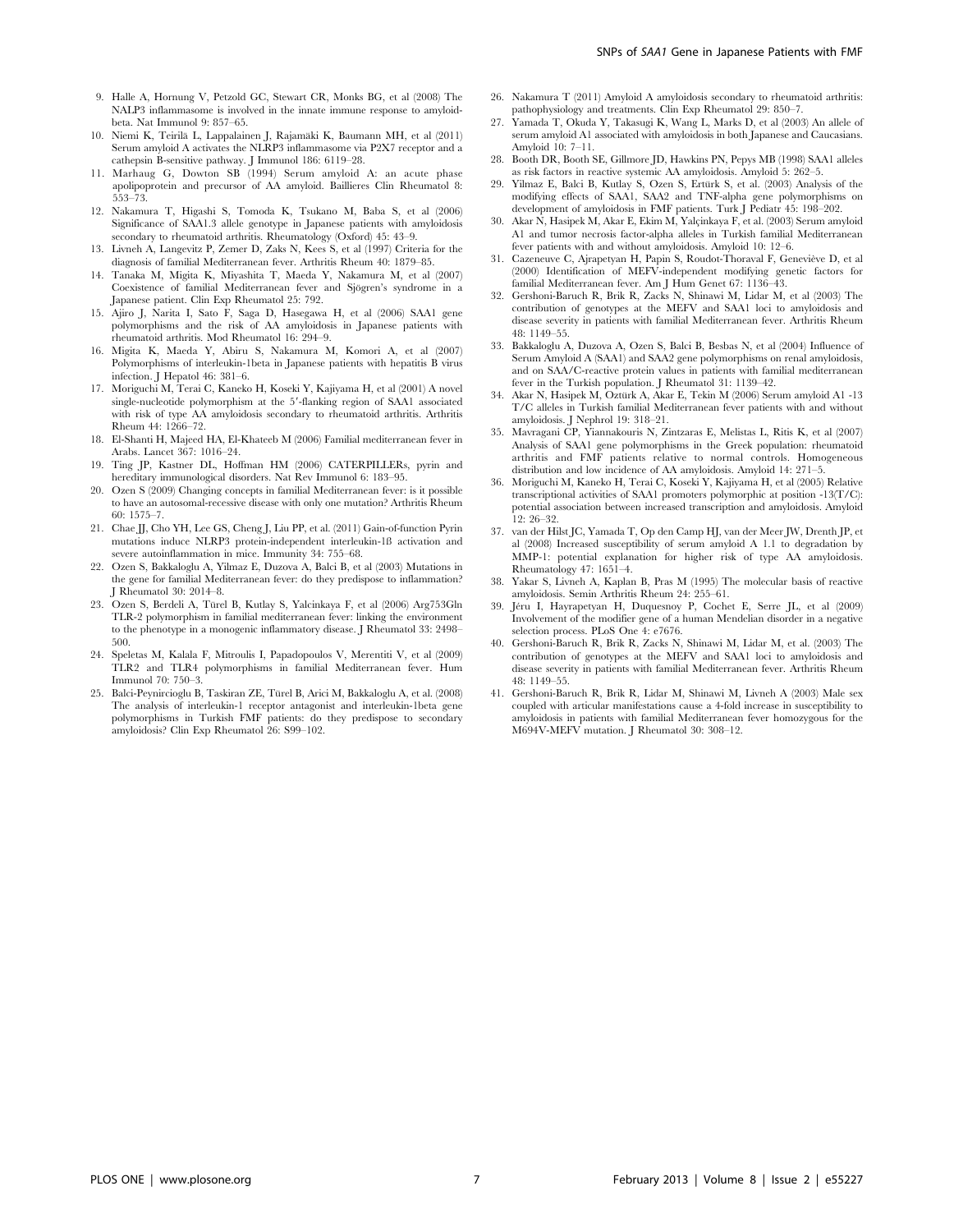9. Halle A, Hornung V, Petzold GC, Stewart CR, Monks BG, et al (2008) The NALP3 inflammasome is involved in the innate immune response to amyloid-beta. Nat Immunol 9: 857–65.
10. Niemi K, Teirilä L, Lappalainen J, Rajamäki K, Baumann MH, et al (2011) Serum amyloid A activates the NLRP3 inflammasome via P2X7 receptor and a cathepsin B-sensitive pathway. J Immunol 186: 6119–28.
11. Marhaug G, Dowton SB (1994) Serum amyloid A: an acute phase apolipoprotein and precursor of AA amyloid. Baillieres Clin Rheumatol 8: 553–73.
12. Nakamura T, Higashi S, Tomoda K, Tsukano M, Baba S, et al (2006) Significance of SAA1.3 allele genotype in Japanese patients with amyloidosis secondary to rheumatoid arthritis. Rheumatology (Oxford) 45: 43–9.
13. Livneh A, Langevitz P, Zemer D, Zaks N, Kees S, et al (1997) Criteria for the diagnosis of familial Mediterranean fever. Arthritis Rheum 40: 1879–85.
14. Tanaka M, Migita K, Miyashita T, Maeda Y, Nakamura M, et al (2007) Coexistence of familial Mediterranean fever and Sjögren's syndrome in a Japanese patient. Clin Exp Rheumatol 25: 792.
15. Ajiro J, Narita I, Sato F, Saga D, Hasegawa H, et al (2006) SAA1 gene polymorphisms and the risk of AA amyloidosis in Japanese patients with rheumatoid arthritis. Mod Rheumatol 16: 294–9.
16. Migita K, Maeda Y, Abiru S, Nakamura M, Komori A, et al (2007) Polymorphisms of interleukin-1beta in Japanese patients with hepatitis B virus infection. J Hepatol 46: 381–6.
17. Moriguchi M, Terai C, Kaneko H, Koseki Y, Kajiyama H, et al (2001) A novel single-nucleotide polymorphism at the 5′-flanking region of SAA1 associated with risk of type AA amyloidosis secondary to rheumatoid arthritis. Arthritis Rheum 44: 1266–72.
18. El-Shanti H, Majeed HA, El-Khateeb M (2006) Familial mediterranean fever in Arabs. Lancet 367: 1016–24.
19. Ting JP, Kastner DL, Hoffman HM (2006) CATERPILLERs, pyrin and hereditary immunological disorders. Nat Rev Immunol 6: 183–95.
20. Ozen S (2009) Changing concepts in familial Mediterranean fever: is it possible to have an autosomal-recessive disease with only one mutation? Arthritis Rheum 60: 1575–7.
21. Chae JJ, Cho YH, Lee GS, Cheng J, Liu PP, et al. (2011) Gain-of-function Pyrin mutations induce NLRP3 protein-independent interleukin-1ß activation and severe autoinflammation in mice. Immunity 34: 755–68.
22. Ozen S, Bakkaloglu A, Yilmaz E, Duzova A, Balci B, et al (2003) Mutations in the gene for familial Mediterranean fever: do they predispose to inflammation? J Rheumatol 30: 2014–8.
23. Ozen S, Berdeli A, Türel B, Kutlay S, Yalcinkaya F, et al (2006) Arg753Gln TLR-2 polymorphism in familial mediterranean fever: linking the environment to the phenotype in a monogenic inflammatory disease. J Rheumatol 33: 2498–500.
24. Speletas M, Kalala F, Mitroulis I, Papadopoulos V, Merentiti V, et al (2009) TLR2 and TLR4 polymorphisms in familial Mediterranean fever. Hum Immunol 70: 750–3.
25. Balci-Peynircioglu B, Taskiran ZE, Türel B, Arici M, Bakkaloglu A, et al. (2008) The analysis of interleukin-1 receptor antagonist and interleukin-1beta gene polymorphisms in Turkish FMF patients: do they predispose to secondary amyloidosis? Clin Exp Rheumatol 26: S99–102.
26. Nakamura T (2011) Amyloid A amyloidosis secondary to rheumatoid arthritis: pathophysiology and treatments. Clin Exp Rheumatol 29: 850–7.
27. Yamada T, Okuda Y, Takasugi K, Wang L, Marks D, et al (2003) An allele of serum amyloid A1 associated with amyloidosis in both Japanese and Caucasians. Amyloid 10: 7–11.
28. Booth DR, Booth SE, Gillmore JD, Hawkins PN, Pepys MB (1998) SAA1 alleles as risk factors in reactive systemic AA amyloidosis. Amyloid 5: 262–5.
29. Yilmaz E, Balci B, Kutlay S, Ozen S, Ertürk S, et al. (2003) Analysis of the modifying effects of SAA1, SAA2 and TNF-alpha gene polymorphisms on development of amyloidosis in FMF patients. Turk J Pediatr 45: 198–202.
30. Akar N, Hasipek M, Akar E, Ekim M, Yalçinkaya F, et al. (2003) Serum amyloid A1 and tumor necrosis factor-alpha alleles in Turkish familial Mediterranean fever patients with and without amyloidosis. Amyloid 10: 12–6.
31. Cazeneuve C, Ajrapetyan H, Papin S, Roudot-Thoraval F, Geneviève D, et al (2000) Identification of MEFV-independent modifying genetic factors for familial Mediterranean fever. Am J Hum Genet 67: 1136–43.
32. Gershoni-Baruch R, Brik R, Zacks N, Shinawi M, Lidar M, et al (2003) The contribution of genotypes at the MEFV and SAA1 loci to amyloidosis and disease severity in patients with familial Mediterranean fever. Arthritis Rheum 48: 1149–55.
33. Bakkaloglu A, Duzova A, Ozen S, Balci B, Besbas N, et al (2004) Influence of Serum Amyloid A (SAA1) and SAA2 gene polymorphisms on renal amyloidosis, and on SAA/C-reactive protein values in patients with familial mediterranean fever in the Turkish population. J Rheumatol 31: 1139–42.
34. Akar N, Hasipek M, Oztürk A, Akar E, Tekin M (2006) Serum amyloid A1 -13 T/C alleles in Turkish familial Mediterranean fever patients with and without amyloidosis. J Nephrol 19: 318–21.
35. Mavragani CP, Yiannakouris N, Zintzaras E, Melistas L, Ritis K, et al (2007) Analysis of SAA1 gene polymorphisms in the Greek population: rheumatoid arthritis and FMF patients relative to normal controls. Homogeneous distribution and low incidence of AA amyloidosis. Amyloid 14: 271–5.
36. Moriguchi M, Kaneko H, Terai C, Koseki Y, Kajiyama H, et al (2005) Relative transcriptional activities of SAA1 promoters polymorphic at position -13(T/C): potential association between increased transcription and amyloidosis. Amyloid 12: 26–32.
37. van der Hilst JC, Yamada T, Op den Camp HJ, van der Meer JW, Drenth JP, et al (2008) Increased susceptibility of serum amyloid A 1.1 to degradation by MMP-1: potential explanation for higher risk of type AA amyloidosis. Rheumatology 47: 1651–4.
38. Yakar S, Livneh A, Kaplan B, Pras M (1995) The molecular basis of reactive amyloidosis. Semin Arthritis Rheum 24: 255–61.
39. Jéru I, Hayrapetyan H, Duquesnoy P, Cochet E, Serre JL, et al (2009) Involvement of the modifier gene of a human Mendelian disorder in a negative selection process. PLoS One 4: e7676.
40. Gershoni-Baruch R, Brik R, Zacks N, Shinawi M, Lidar M, et al. (2003) The contribution of genotypes at the MEFV and SAA1 loci to amyloidosis and disease severity in patients with familial Mediterranean fever. Arthritis Rheum 48: 1149–55.
41. Gershoni-Baruch R, Brik R, Lidar M, Shinawi M, Livneh A (2003) Male sex coupled with articular manifestations cause a 4-fold increase in susceptibility to amyloidosis in patients with familial Mediterranean fever homozygous for the M694V-MEFV mutation. J Rheumatol 30: 308–12.